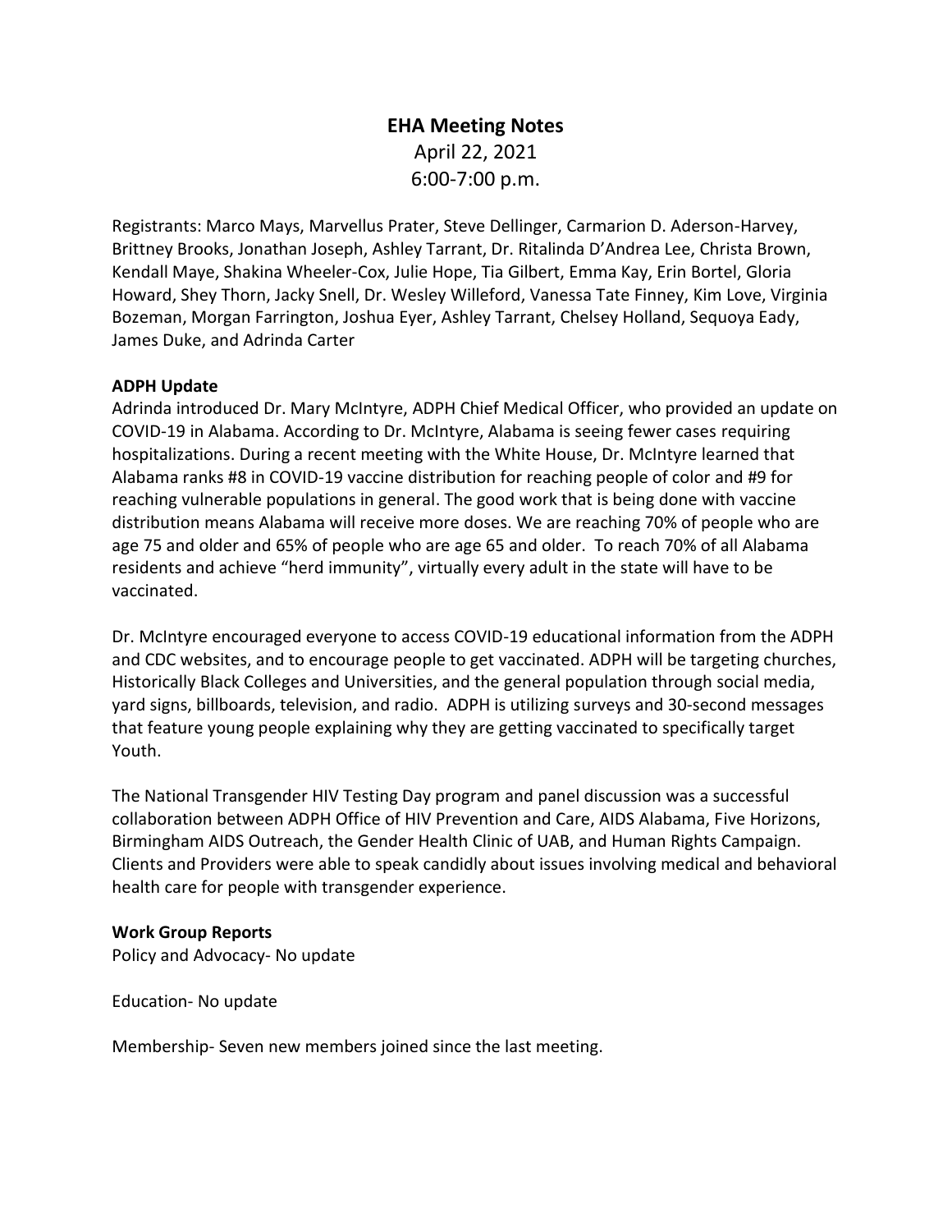# EHA Meeting Notes

April 22, 2021

6:00-7:00 p.m.

Registrants: Marco Mays, Marvellus Prater, Steve Dellinger, Carmarion D. Aderson-Harvey, Brittney Brooks, Jonathan Joseph, Ashley Tarrant, Dr. Ritalinda D'Andrea Lee, Christa Brown, Kendall Maye, Shakina Wheeler-Cox, Julie Hope, Tia Gilbert, Emma Kay, Erin Bortel, Gloria Howard, Shey Thorn, Jacky Snell, Dr. Wesley Willeford, Vanessa Tate Finney, Kim Love, Virginia Bozeman, Morgan Farrington, Joshua Eyer, Ashley Tarrant, Chelsey Holland, Sequoya Eady, James Duke, and Adrinda Carter

**ADPH Update**

Adrinda introduced Dr. Mary McIntyre, ADPH Chief Medical Officer, who provided an update on COVID-19 in Alabama. According to Dr. McIntyre, Alabama is seeing fewer cases requiring hospitalizations. During a recent meeting with the White House, Dr. McIntyre learned that Alabama ranks #8 in COVID-19 vaccine distribution for reaching people of color and #9 for reaching vulnerable populations in general. The good work that is being done with vaccine distribution means Alabama will receive more doses. We are reaching 70% of people who are age 75 and older and 65% of people who are age 65 and older. To reach 70% of all Alabama residents and achieve "herd immunity", virtually every adult in the state will have to be vaccinated.

Dr. McIntyre encouraged everyone to access COVID-19 educational information from the ADPH and CDC websites, and to encourage people to get vaccinated. ADPH will be targeting churches, Historically Black Colleges and Universities, and the general population through social media, yard signs, billboards, television, and radio. ADPH is utilizing surveys and 30-second messages that feature young people explaining why they are getting vaccinated to specifically target Youth.

The National Transgender HIV Testing Day program and panel discussion was a successful collaboration between ADPH Office of HIV Prevention and Care, AIDS Alabama, Five Horizons, Birmingham AIDS Outreach, the Gender Health Clinic of UAB, and Human Rights Campaign. Clients and Providers were able to speak candidly about issues involving medical and behavioral health care for people with transgender experience.

**Work Group Reports**

Policy and Advocacy- No update

Education- No update

Membership- Seven new members joined since the last meeting.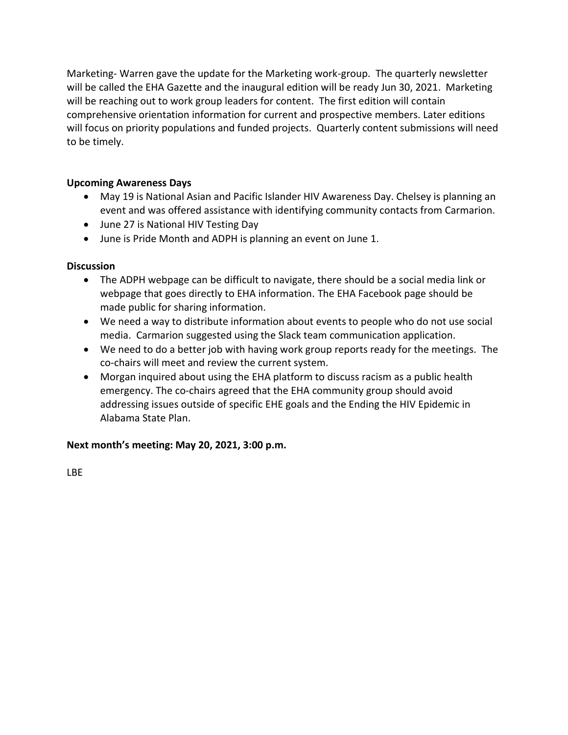Marketing- Warren gave the update for the Marketing work-group. The quarterly newsletter will be called the EHA Gazette and the inaugural edition will be ready Jun 30, 2021. Marketing will be reaching out to work group leaders for content. The first edition will contain comprehensive orientation information for current and prospective members. Later editions will focus on priority populations and funded projects. Quarterly content submissions will need to be timely.

**Upcoming Awareness Days**

- May 19 is National Asian and Pacific Islander HIV Awareness Day. Chelsey is planning an event and was offered assistance with identifying community contacts from Carmarion.
- June 27 is National HIV Testing Day
- June is Pride Month and ADPH is planning an event on June 1.

**Discussion**

- The ADPH webpage can be difficult to navigate, there should be a social media link or webpage that goes directly to EHA information. The EHA Facebook page should be made public for sharing information.
- We need a way to distribute information about events to people who do not use social media. Carmarion suggested using the Slack team communication application.
- We need to do a better job with having work group reports ready for the meetings. The co-chairs will meet and review the current system.
- Morgan inquired about using the EHA platform to discuss racism as a public health emergency. The co-chairs agreed that the EHA community group should avoid addressing issues outside of specific EHE goals and the Ending the HIV Epidemic in Alabama State Plan.

**Next month's meeting: May 20, 2021, 3:00 p.m.**

LBE